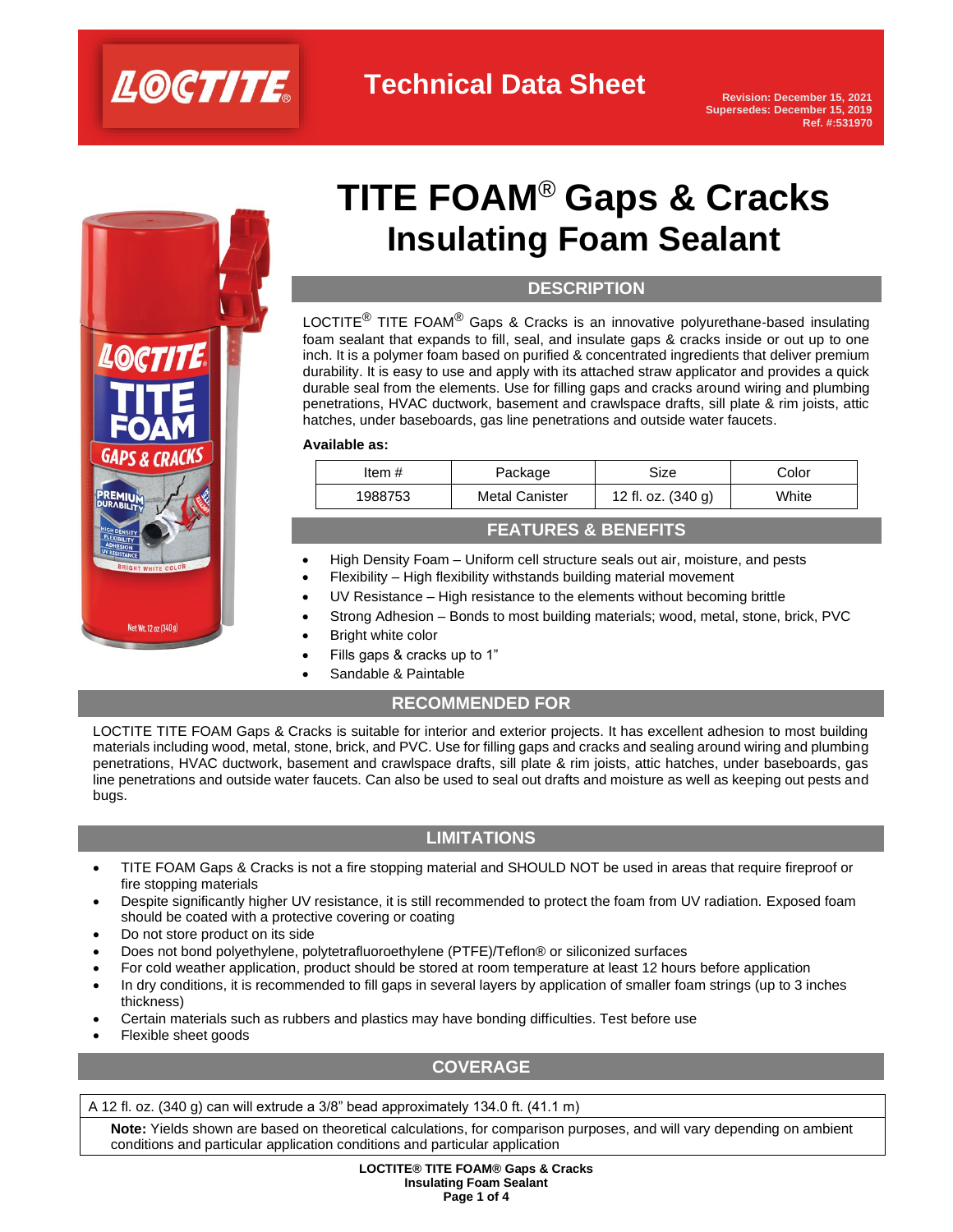Technical Data Sheet

Revision: December 15, 2021
Supersedes: December 15, 2019
Ref. #:531970

# TITE FOAM® Gaps & Cracks Insulating Foam Sealant

## DESCRIPTION

LOCTITE® TITE FOAM® Gaps & Cracks is an innovative polyurethane-based insulating foam sealant that expands to fill, seal, and insulate gaps & cracks inside or out up to one inch. It is a polymer foam based on purified & concentrated ingredients that deliver premium durability. It is easy to use and apply with its attached straw applicator and provides a quick durable seal from the elements. Use for filling gaps and cracks around wiring and plumbing penetrations, HVAC ductwork, basement and crawlspace drafts, sill plate & rim joists, attic hatches, under baseboards, gas line penetrations and outside water faucets.

**Available as:**

| Item # | Package | Size | Color |
|---|---|---|---|
| 1988753 | Metal Canister | 12 fl. oz. (340 g) | White |

## FEATURES & BENEFITS

- High Density Foam – Uniform cell structure seals out air, moisture, and pests
- Flexibility – High flexibility withstands building material movement
- UV Resistance – High resistance to the elements without becoming brittle
- Strong Adhesion – Bonds to most building materials; wood, metal, stone, brick, PVC
- Bright white color
- Fills gaps & cracks up to 1”
- Sandable & Paintable

## RECOMMENDED FOR

LOCTITE TITE FOAM Gaps & Cracks is suitable for interior and exterior projects. It has excellent adhesion to most building materials including wood, metal, stone, brick, and PVC. Use for filling gaps and cracks and sealing around wiring and plumbing penetrations, HVAC ductwork, basement and crawlspace drafts, sill plate & rim joists, attic hatches, under baseboards, gas line penetrations and outside water faucets. Can also be used to seal out drafts and moisture as well as keeping out pests and bugs.

## LIMITATIONS

- TITE FOAM Gaps & Cracks is not a fire stopping material and SHOULD NOT be used in areas that require fireproof or fire stopping materials
- Despite significantly higher UV resistance, it is still recommended to protect the foam from UV radiation. Exposed foam should be coated with a protective covering or coating
- Do not store product on its side
- Does not bond polyethylene, polytetrafluoroethylene (PTFE)/Teflon® or siliconized surfaces
- For cold weather application, product should be stored at room temperature at least 12 hours before application
- In dry conditions, it is recommended to fill gaps in several layers by application of smaller foam strings (up to 3 inches thickness)
- Certain materials such as rubbers and plastics may have bonding difficulties. Test before use
- Flexible sheet goods

## COVERAGE

A 12 fl. oz. (340 g) can will extrude a 3/8” bead approximately 134.0 ft. (41.1 m)

**Note:** Yields shown are based on theoretical calculations, for comparison purposes, and will vary depending on ambient conditions and particular application conditions and particular application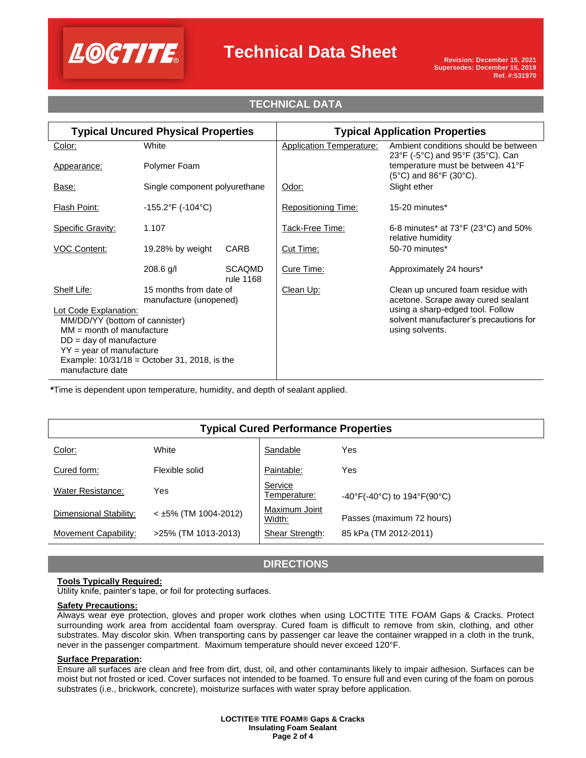## TECHNICAL DATA

| Typical Uncured Physical Properties | | | Typical Application Properties | |
|---|---|---|---|---|
| Color: | White | | Application Temperature: | Ambient conditions should be between 23°F (-5°C) and 95°F (35°C). Can temperature must be between 41°F (5°C) and 86°F (30°C). |
| Appearance: | Polymer Foam | | | |
| Base: | Single component polyurethane | | Odor: | Slight ether |
| Flash Point: | -155.2°F (-104°C) | | Repositioning Time: | 15-20 minutes* |
| Specific Gravity: | 1.107 | | Tack-Free Time: | 6-8 minutes* at 73°F (23°C) and 50% relative humidity |
| VOC Content: | 19.28% by weight | CARB | Cut Time: | 50-70 minutes* |
| | 208.6 g/l | SCAQMD rule 1168 | Cure Time: | Approximately 24 hours* |
| Shelf Life: | 15 months from date of manufacture (unopened) | | Clean Up: | Clean up uncured foam residue with acetone. Scrape away cured sealant using a sharp-edged tool. Follow solvent manufacturer's precautions for using solvents. |

Lot Code Explanation:
MM/DD/YY (bottom of cannister)
MM = month of manufacture
DD = day of manufacture
YY = year of manufacture
Example: 10/31/18 = October 31, 2018, is the manufacture date

**\***Time is dependent upon temperature, humidity, and depth of sealant applied.

| Typical Cured Performance Properties | | | |
|---|---|---|---|
| Color: | White | Sandable | Yes |
| Cured form: | Flexible solid | Paintable: | Yes |
| Water Resistance: | Yes | Service Temperature: | -40°F(-40°C) to 194°F(90°C) |
| Dimensional Stability: | < ±5% (TM 1004-2012) | Maximum Joint Width: | Passes (maximum 72 hours) |
| Movement Capability: | >25% (TM 1013-2013) | Shear Strength: | 85 kPa (TM 2012-2011) |

## DIRECTIONS

**Tools Typically Required:**
Utility knife, painter's tape, or foil for protecting surfaces.

**Safety Precautions:**
Always wear eye protection, gloves and proper work clothes when using LOCTITE TITE FOAM Gaps & Cracks. Protect surrounding work area from accidental foam overspray. Cured foam is difficult to remove from skin, clothing, and other substrates. May discolor skin. When transporting cans by passenger car leave the container wrapped in a cloth in the trunk, never in the passenger compartment. Maximum temperature should never exceed 120°F.

**Surface Preparation:**
Ensure all surfaces are clean and free from dirt, dust, oil, and other contaminants likely to impair adhesion. Surfaces can be moist but not frosted or iced. Cover surfaces not intended to be foamed. To ensure full and even curing of the foam on porous substrates (i.e., brickwork, concrete), moisturize surfaces with water spray before application.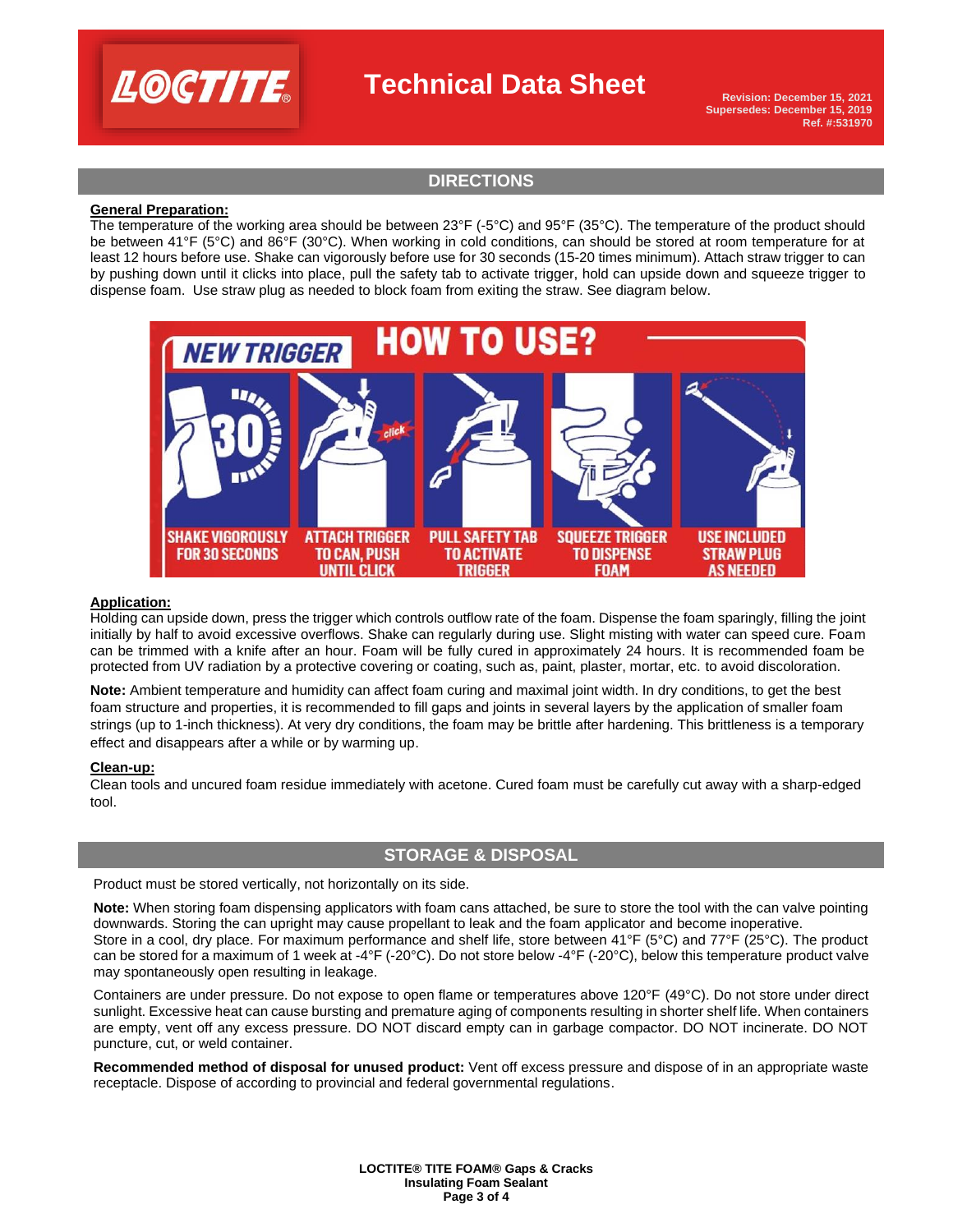## DIRECTIONS

**General Preparation:**

The temperature of the working area should be between 23°F (-5°C) and 95°F (35°C). The temperature of the product should be between 41°F (5°C) and 86°F (30°C). When working in cold conditions, can should be stored at room temperature for at least 12 hours before use. Shake can vigorously before use for 30 seconds (15-20 times minimum). Attach straw trigger to can by pushing down until it clicks into place, pull the safety tab to activate trigger, hold can upside down and squeeze trigger to dispense foam. Use straw plug as needed to block foam from exiting the straw. See diagram below.

**NEW TRIGGER — HOW TO USE?**

- SHAKE VIGOROUSLY FOR 30 SECONDS
- ATTACH TRIGGER TO CAN, PUSH UNTIL CLICK
- PULL SAFETY TAB TO ACTIVATE TRIGGER
- SQUEEZE TRIGGER TO DISPENSE FOAM
- USE INCLUDED STRAW PLUG AS NEEDED

**Application:**

Holding can upside down, press the trigger which controls outflow rate of the foam. Dispense the foam sparingly, filling the joint initially by half to avoid excessive overflows. Shake can regularly during use. Slight misting with water can speed cure. Foam can be trimmed with a knife after an hour. Foam will be fully cured in approximately 24 hours. It is recommended foam be protected from UV radiation by a protective covering or coating, such as, paint, plaster, mortar, etc. to avoid discoloration.

**Note:** Ambient temperature and humidity can affect foam curing and maximal joint width. In dry conditions, to get the best foam structure and properties, it is recommended to fill gaps and joints in several layers by the application of smaller foam strings (up to 1-inch thickness). At very dry conditions, the foam may be brittle after hardening. This brittleness is a temporary effect and disappears after a while or by warming up.

**Clean-up:**

Clean tools and uncured foam residue immediately with acetone. Cured foam must be carefully cut away with a sharp-edged tool.

## STORAGE & DISPOSAL

Product must be stored vertically, not horizontally on its side.

**Note:** When storing foam dispensing applicators with foam cans attached, be sure to store the tool with the can valve pointing downwards. Storing the can upright may cause propellant to leak and the foam applicator and become inoperative.
Store in a cool, dry place. For maximum performance and shelf life, store between 41°F (5°C) and 77°F (25°C). The product can be stored for a maximum of 1 week at -4°F (-20°C). Do not store below -4°F (-20°C), below this temperature product valve may spontaneously open resulting in leakage.

Containers are under pressure. Do not expose to open flame or temperatures above 120°F (49°C). Do not store under direct sunlight. Excessive heat can cause bursting and premature aging of components resulting in shorter shelf life. When containers are empty, vent off any excess pressure. DO NOT discard empty can in garbage compactor. DO NOT incinerate. DO NOT puncture, cut, or weld container.

**Recommended method of disposal for unused product:** Vent off excess pressure and dispose of in an appropriate waste receptacle. Dispose of according to provincial and federal governmental regulations.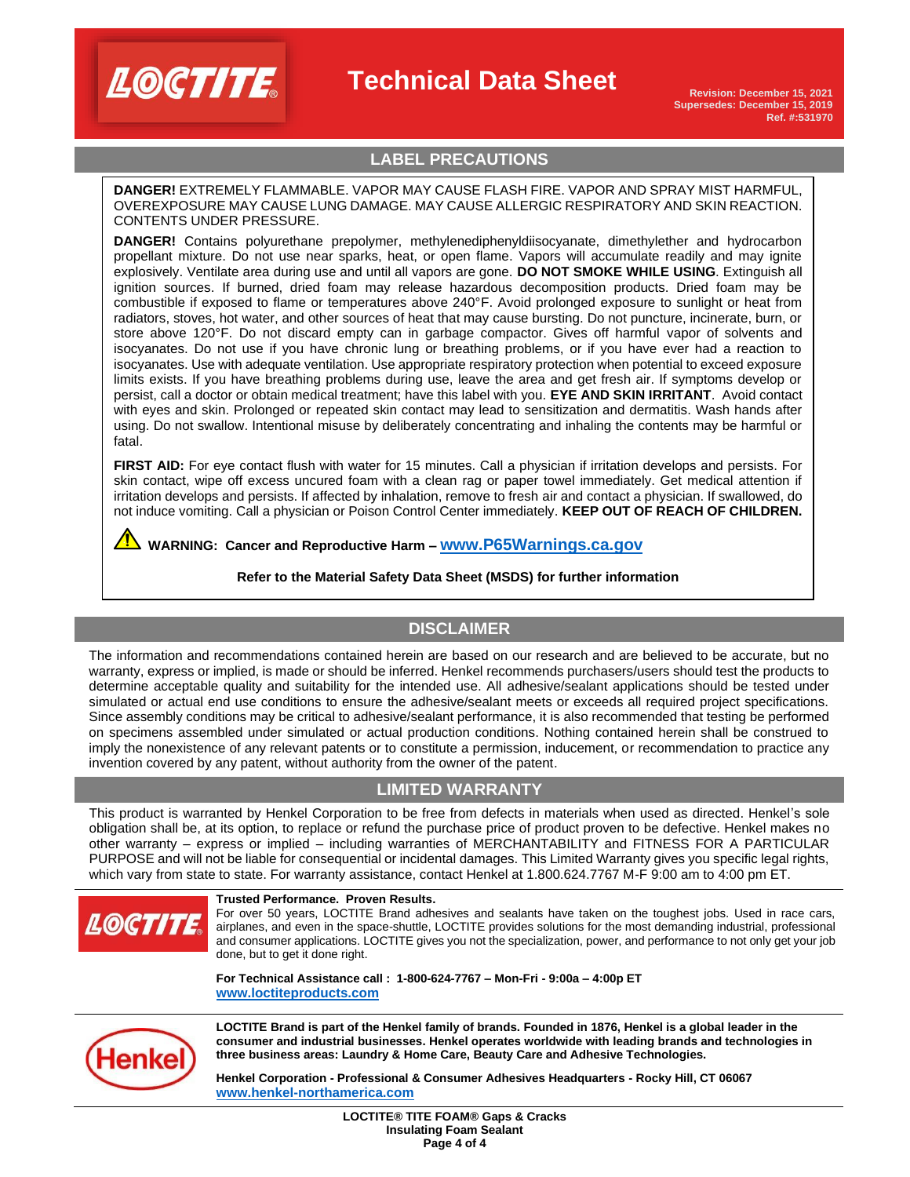# Technical Data Sheet

**Revision: December 15, 2021**
**Supersedes: December 15, 2019**
**Ref. #:531970**

## LABEL PRECAUTIONS

**DANGER!** EXTREMELY FLAMMABLE. VAPOR MAY CAUSE FLASH FIRE. VAPOR AND SPRAY MIST HARMFUL, OVEREXPOSURE MAY CAUSE LUNG DAMAGE. MAY CAUSE ALLERGIC RESPIRATORY AND SKIN REACTION. CONTENTS UNDER PRESSURE.

**DANGER!** Contains polyurethane prepolymer, methylenediphenyldiisocyanate, dimethylether and hydrocarbon propellant mixture. Do not use near sparks, heat, or open flame. Vapors will accumulate readily and may ignite explosively. Ventilate area during use and until all vapors are gone. **DO NOT SMOKE WHILE USING**. Extinguish all ignition sources. If burned, dried foam may release hazardous decomposition products. Dried foam may be combustible if exposed to flame or temperatures above 240°F. Avoid prolonged exposure to sunlight or heat from radiators, stoves, hot water, and other sources of heat that may cause bursting. Do not puncture, incinerate, burn, or store above 120°F. Do not discard empty can in garbage compactor. Gives off harmful vapor of solvents and isocyanates. Do not use if you have chronic lung or breathing problems, or if you have ever had a reaction to isocyanates. Use with adequate ventilation. Use appropriate respiratory protection when potential to exceed exposure limits exists. If you have breathing problems during use, leave the area and get fresh air. If symptoms develop or persist, call a doctor or obtain medical treatment; have this label with you. **EYE AND SKIN IRRITANT**. Avoid contact with eyes and skin. Prolonged or repeated skin contact may lead to sensitization and dermatitis. Wash hands after using. Do not swallow. Intentional misuse by deliberately concentrating and inhaling the contents may be harmful or fatal.

**FIRST AID:** For eye contact flush with water for 15 minutes. Call a physician if irritation develops and persists. For skin contact, wipe off excess uncured foam with a clean rag or paper towel immediately. Get medical attention if irritation develops and persists. If affected by inhalation, remove to fresh air and contact a physician. If swallowed, do not induce vomiting. Call a physician or Poison Control Center immediately. **KEEP OUT OF REACH OF CHILDREN.**

⚠ **WARNING: Cancer and Reproductive Harm – www.P65Warnings.ca.gov**

**Refer to the Material Safety Data Sheet (MSDS) for further information**

## DISCLAIMER

The information and recommendations contained herein are based on our research and are believed to be accurate, but no warranty, express or implied, is made or should be inferred. Henkel recommends purchasers/users should test the products to determine acceptable quality and suitability for the intended use. All adhesive/sealant applications should be tested under simulated or actual end use conditions to ensure the adhesive/sealant meets or exceeds all required project specifications. Since assembly conditions may be critical to adhesive/sealant performance, it is also recommended that testing be performed on specimens assembled under simulated or actual production conditions. Nothing contained herein shall be construed to imply the nonexistence of any relevant patents or to constitute a permission, inducement, or recommendation to practice any invention covered by any patent, without authority from the owner of the patent.

## LIMITED WARRANTY

This product is warranted by Henkel Corporation to be free from defects in materials when used as directed. Henkel's sole obligation shall be, at its option, to replace or refund the purchase price of product proven to be defective. Henkel makes no other warranty – express or implied – including warranties of MERCHANTABILITY and FITNESS FOR A PARTICULAR PURPOSE and will not be liable for consequential or incidental damages. This Limited Warranty gives you specific legal rights, which vary from state to state. For warranty assistance, contact Henkel at 1.800.624.7767 M-F 9:00 am to 4:00 pm ET.

**Trusted Performance. Proven Results.**
For over 50 years, LOCTITE Brand adhesives and sealants have taken on the toughest jobs. Used in race cars, airplanes, and even in the space-shuttle, LOCTITE provides solutions for the most demanding industrial, professional and consumer applications. LOCTITE gives you not the specialization, power, and performance to not only get your job done, but to get it done right.

**For Technical Assistance call : 1-800-624-7767 – Mon-Fri - 9:00a – 4:00p ET**
www.loctiteproducts.com

**LOCTITE Brand is part of the Henkel family of brands. Founded in 1876, Henkel is a global leader in the consumer and industrial businesses. Henkel operates worldwide with leading brands and technologies in three business areas: Laundry & Home Care, Beauty Care and Adhesive Technologies.**

**Henkel Corporation - Professional & Consumer Adhesives Headquarters - Rocky Hill, CT 06067**
www.henkel-northamerica.com

**LOCTITE® TITE FOAM® Gaps & Cracks**
**Insulating Foam Sealant**